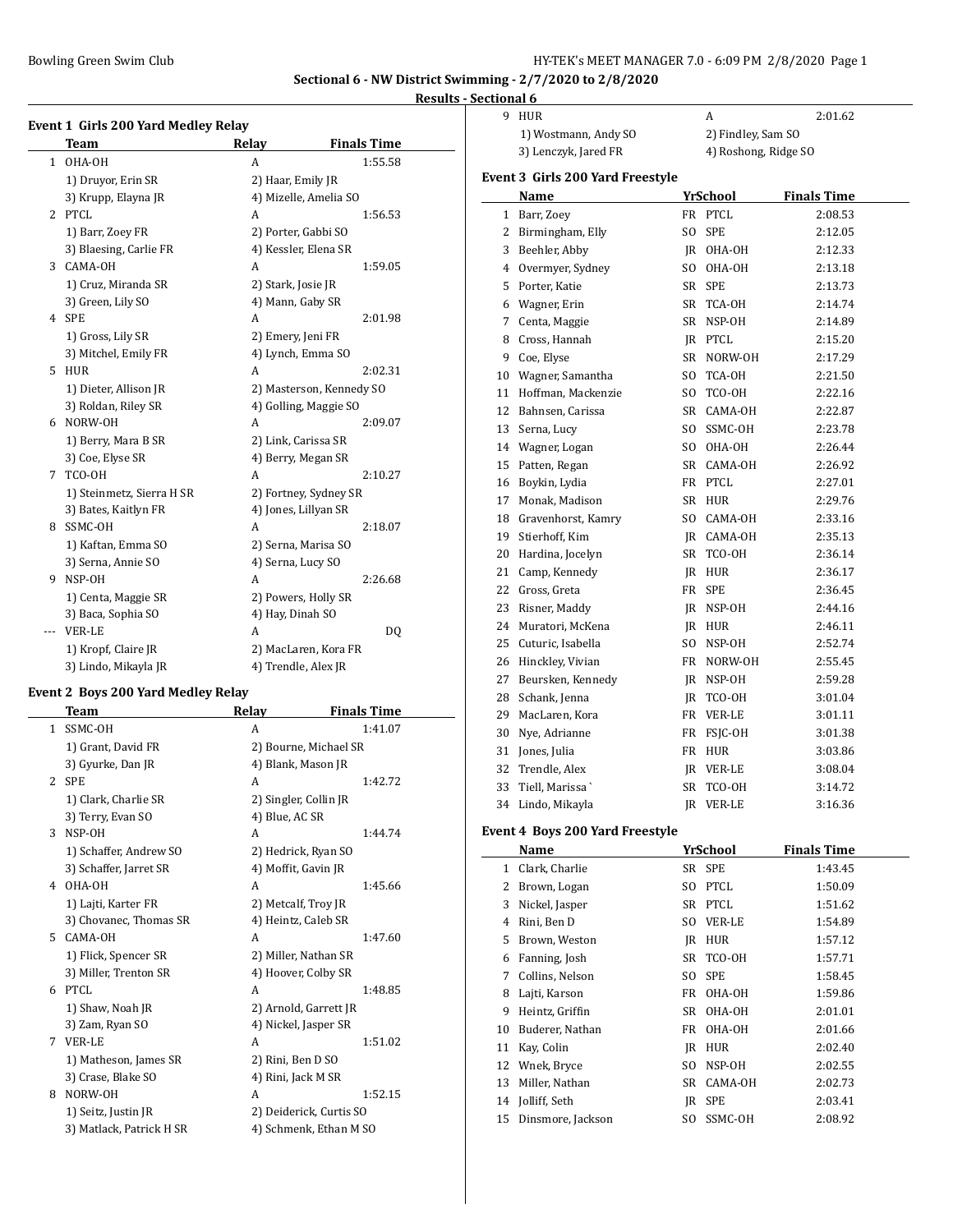## Sectional 6 - NW District Swimming - 2/7/2020 to 2/8/2020

### Results - Sectional 6

#### Event 1 Girls 200 Yard Medley Relay

| | Team | Relay | Finals Time |
|---|---|---|---|
| 1 | OHA-OH | A | 1:55.58 |
| | 1) Druyor, Erin SR | 2) Haar, Emily JR | |
| | 3) Krupp, Elayna JR | 4) Mizelle, Amelia SO | |
| 2 | PTCL | A | 1:56.53 |
| | 1) Barr, Zoey FR | 2) Porter, Gabbi SO | |
| | 3) Blaesing, Carlie FR | 4) Kessler, Elena SR | |
| 3 | CAMA-OH | A | 1:59.05 |
| | 1) Cruz, Miranda SR | 2) Stark, Josie JR | |
| | 3) Green, Lily SO | 4) Mann, Gaby SR | |
| 4 | SPE | A | 2:01.98 |
| | 1) Gross, Lily SR | 2) Emery, Jeni FR | |
| | 3) Mitchel, Emily FR | 4) Lynch, Emma SO | |
| 5 | HUR | A | 2:02.31 |
| | 1) Dieter, Allison JR | 2) Masterson, Kennedy SO | |
| | 3) Roldan, Riley SR | 4) Golling, Maggie SO | |
| 6 | NORW-OH | A | 2:09.07 |
| | 1) Berry, Mara B SR | 2) Link, Carissa SR | |
| | 3) Coe, Elyse SR | 4) Berry, Megan SR | |
| 7 | TCO-OH | A | 2:10.27 |
| | 1) Steinmetz, Sierra H SR | 2) Fortney, Sydney SR | |
| | 3) Bates, Kaitlyn FR | 4) Jones, Lillyan SR | |
| 8 | SSMC-OH | A | 2:18.07 |
| | 1) Kaftan, Emma SO | 2) Serna, Marisa SO | |
| | 3) Serna, Annie SO | 4) Serna, Lucy SO | |
| 9 | NSP-OH | A | 2:26.68 |
| | 1) Centa, Maggie SR | 2) Powers, Holly SR | |
| | 3) Baca, Sophia SO | 4) Hay, Dinah SO | |
| --- | VER-LE | A | DQ |
| | 1) Kropf, Claire JR | 2) MacLaren, Kora FR | |
| | 3) Lindo, Mikayla JR | 4) Trendle, Alex JR | |

#### Event 2 Boys 200 Yard Medley Relay

| | Team | Relay | Finals Time |
|---|---|---|---|
| 1 | SSMC-OH | A | 1:41.07 |
| | 1) Grant, David FR | 2) Bourne, Michael SR | |
| | 3) Gyurke, Dan JR | 4) Blank, Mason JR | |
| 2 | SPE | A | 1:42.72 |
| | 1) Clark, Charlie SR | 2) Singler, Collin JR | |
| | 3) Terry, Evan SO | 4) Blue, AC SR | |
| 3 | NSP-OH | A | 1:44.74 |
| | 1) Schaffer, Andrew SO | 2) Hedrick, Ryan SO | |
| | 3) Schaffer, Jarret SR | 4) Moffit, Gavin JR | |
| 4 | OHA-OH | A | 1:45.66 |
| | 1) Lajti, Karter FR | 2) Metcalf, Troy JR | |
| | 3) Chovanec, Thomas SR | 4) Heintz, Caleb SR | |
| 5 | CAMA-OH | A | 1:47.60 |
| | 1) Flick, Spencer SR | 2) Miller, Nathan SR | |
| | 3) Miller, Trenton SR | 4) Hoover, Colby SR | |
| 6 | PTCL | A | 1:48.85 |
| | 1) Shaw, Noah JR | 2) Arnold, Garrett JR | |
| | 3) Zam, Ryan SO | 4) Nickel, Jasper SR | |
| 7 | VER-LE | A | 1:51.02 |
| | 1) Matheson, James SR | 2) Rini, Ben D SO | |
| | 3) Crase, Blake SO | 4) Rini, Jack M SR | |
| 8 | NORW-OH | A | 1:52.15 |
| | 1) Seitz, Justin JR | 2) Deiderick, Curtis SO | |
| | 3) Matlack, Patrick H SR | 4) Schmenk, Ethan M SO | |
| 9 | HUR | A | 2:01.62 |
| | 1) Wostmann, Andy SO | 2) Findley, Sam SO | |
| | 3) Lenczyk, Jared FR | 4) Roshong, Ridge SO | |

#### Event 3 Girls 200 Yard Freestyle

| | Name | Yr | School | Finals Time |
|---|---|---|---|---|
| 1 | Barr, Zoey | FR | PTCL | 2:08.53 |
| 2 | Birmingham, Elly | SO | SPE | 2:12.05 |
| 3 | Beehler, Abby | JR | OHA-OH | 2:12.33 |
| 4 | Overmyer, Sydney | SO | OHA-OH | 2:13.18 |
| 5 | Porter, Katie | SR | SPE | 2:13.73 |
| 6 | Wagner, Erin | SR | TCA-OH | 2:14.74 |
| 7 | Centa, Maggie | SR | NSP-OH | 2:14.89 |
| 8 | Cross, Hannah | JR | PTCL | 2:15.20 |
| 9 | Coe, Elyse | SR | NORW-OH | 2:17.29 |
| 10 | Wagner, Samantha | SO | TCA-OH | 2:21.50 |
| 11 | Hoffman, Mackenzie | SO | TCO-OH | 2:22.16 |
| 12 | Bahnsen, Carissa | SR | CAMA-OH | 2:22.87 |
| 13 | Serna, Lucy | SO | SSMC-OH | 2:23.78 |
| 14 | Wagner, Logan | SO | OHA-OH | 2:26.44 |
| 15 | Patten, Regan | SR | CAMA-OH | 2:26.92 |
| 16 | Boykin, Lydia | FR | PTCL | 2:27.01 |
| 17 | Monak, Madison | SR | HUR | 2:29.76 |
| 18 | Gravenhorst, Kamry | SO | CAMA-OH | 2:33.16 |
| 19 | Stierhoff, Kim | JR | CAMA-OH | 2:35.13 |
| 20 | Hardina, Jocelyn | SR | TCO-OH | 2:36.14 |
| 21 | Camp, Kennedy | JR | HUR | 2:36.17 |
| 22 | Gross, Greta | FR | SPE | 2:36.45 |
| 23 | Risner, Maddy | JR | NSP-OH | 2:44.16 |
| 24 | Muratori, McKena | JR | HUR | 2:46.11 |
| 25 | Cuturic, Isabella | SO | NSP-OH | 2:52.74 |
| 26 | Hinckley, Vivian | FR | NORW-OH | 2:55.45 |
| 27 | Beursken, Kennedy | JR | NSP-OH | 2:59.28 |
| 28 | Schank, Jenna | JR | TCO-OH | 3:01.04 |
| 29 | MacLaren, Kora | FR | VER-LE | 3:01.11 |
| 30 | Nye, Adrianne | FR | FSJC-OH | 3:01.38 |
| 31 | Jones, Julia | FR | HUR | 3:03.86 |
| 32 | Trendle, Alex | JR | VER-LE | 3:08.04 |
| 33 | Tiell, Marissa` | SR | TCO-OH | 3:14.72 |
| 34 | Lindo, Mikayla | JR | VER-LE | 3:16.36 |

#### Event 4 Boys 200 Yard Freestyle

| | Name | Yr | School | Finals Time |
|---|---|---|---|---|
| 1 | Clark, Charlie | SR | SPE | 1:43.45 |
| 2 | Brown, Logan | SO | PTCL | 1:50.09 |
| 3 | Nickel, Jasper | SR | PTCL | 1:51.62 |
| 4 | Rini, Ben D | SO | VER-LE | 1:54.89 |
| 5 | Brown, Weston | JR | HUR | 1:57.12 |
| 6 | Fanning, Josh | SR | TCO-OH | 1:57.71 |
| 7 | Collins, Nelson | SO | SPE | 1:58.45 |
| 8 | Lajti, Karson | FR | OHA-OH | 1:59.86 |
| 9 | Heintz, Griffin | SR | OHA-OH | 2:01.01 |
| 10 | Buderer, Nathan | FR | OHA-OH | 2:01.66 |
| 11 | Kay, Colin | JR | HUR | 2:02.40 |
| 12 | Wnek, Bryce | SO | NSP-OH | 2:02.55 |
| 13 | Miller, Nathan | SR | CAMA-OH | 2:02.73 |
| 14 | Jolliff, Seth | JR | SPE | 2:03.41 |
| 15 | Dinsmore, Jackson | SO | SSMC-OH | 2:08.92 |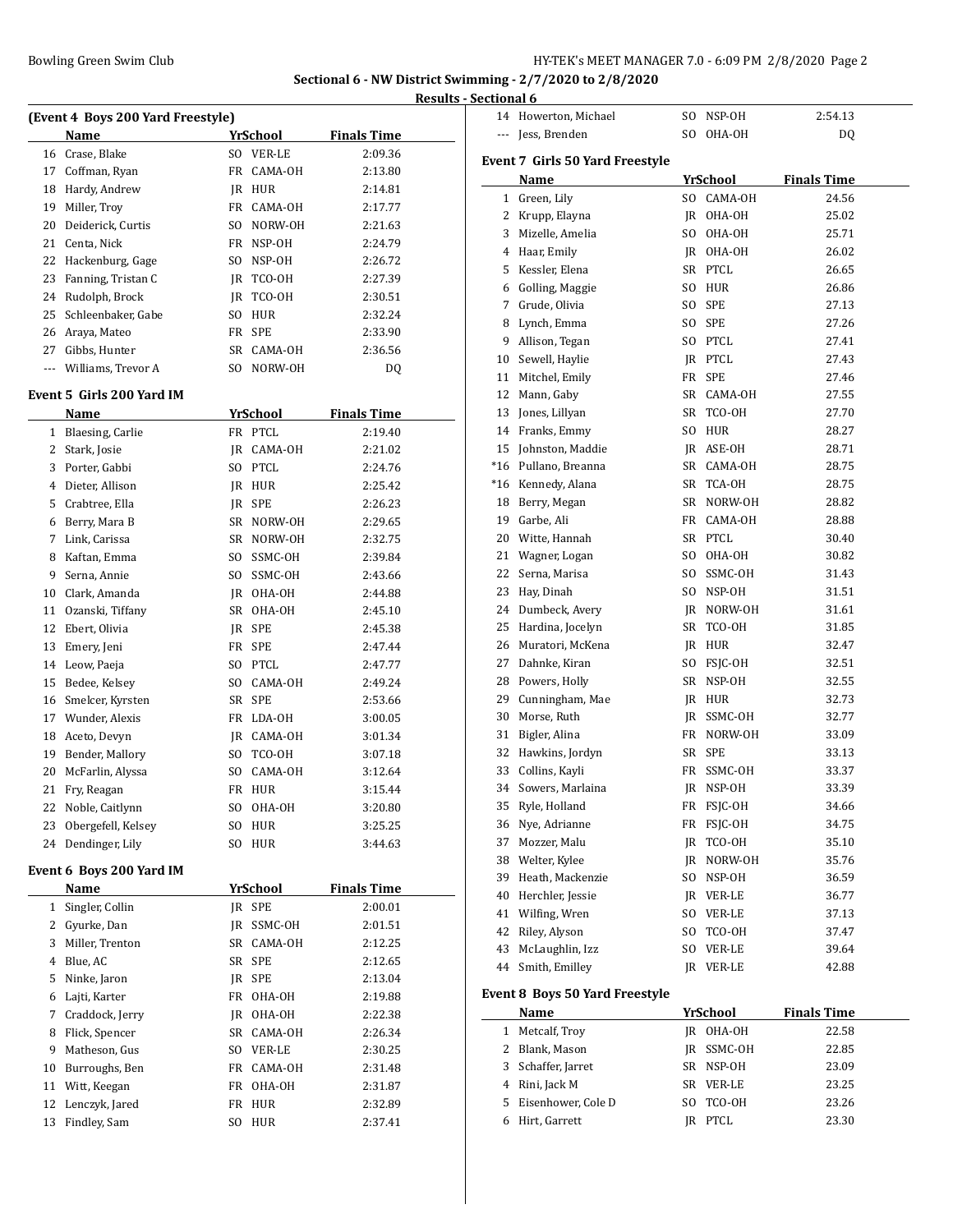## Sectional 6 - NW District Swimming - 2/7/2020 to 2/8/2020

### Results - Sectional 6

**(Event 4 Boys 200 Yard Freestyle)**

| | Name | Yr | School | Finals Time |
|---|---|---|---|---|
| 16 | Crase, Blake | SO | VER-LE | 2:09.36 |
| 17 | Coffman, Ryan | FR | CAMA-OH | 2:13.80 |
| 18 | Hardy, Andrew | JR | HUR | 2:14.81 |
| 19 | Miller, Troy | FR | CAMA-OH | 2:17.77 |
| 20 | Deiderick, Curtis | SO | NORW-OH | 2:21.63 |
| 21 | Centa, Nick | FR | NSP-OH | 2:24.79 |
| 22 | Hackenburg, Gage | SO | NSP-OH | 2:26.72 |
| 23 | Fanning, Tristan C | JR | TCO-OH | 2:27.39 |
| 24 | Rudolph, Brock | JR | TCO-OH | 2:30.51 |
| 25 | Schleenbaker, Gabe | SO | HUR | 2:32.24 |
| 26 | Araya, Mateo | FR | SPE | 2:33.90 |
| 27 | Gibbs, Hunter | SR | CAMA-OH | 2:36.56 |
| --- | Williams, Trevor A | SO | NORW-OH | DQ |

**Event 5 Girls 200 Yard IM**

| | Name | Yr | School | Finals Time |
|---|---|---|---|---|
| 1 | Blaesing, Carlie | FR | PTCL | 2:19.40 |
| 2 | Stark, Josie | JR | CAMA-OH | 2:21.02 |
| 3 | Porter, Gabbi | SO | PTCL | 2:24.76 |
| 4 | Dieter, Allison | JR | HUR | 2:25.42 |
| 5 | Crabtree, Ella | JR | SPE | 2:26.23 |
| 6 | Berry, Mara B | SR | NORW-OH | 2:29.65 |
| 7 | Link, Carissa | SR | NORW-OH | 2:32.75 |
| 8 | Kaftan, Emma | SO | SSMC-OH | 2:39.84 |
| 9 | Serna, Annie | SO | SSMC-OH | 2:43.66 |
| 10 | Clark, Amanda | JR | OHA-OH | 2:44.88 |
| 11 | Ozanski, Tiffany | SR | OHA-OH | 2:45.10 |
| 12 | Ebert, Olivia | JR | SPE | 2:45.38 |
| 13 | Emery, Jeni | FR | SPE | 2:47.44 |
| 14 | Leow, Paeja | SO | PTCL | 2:47.77 |
| 15 | Bedee, Kelsey | SO | CAMA-OH | 2:49.24 |
| 16 | Smelcer, Kyrsten | SR | SPE | 2:53.66 |
| 17 | Wunder, Alexis | FR | LDA-OH | 3:00.05 |
| 18 | Aceto, Devyn | JR | CAMA-OH | 3:01.34 |
| 19 | Bender, Mallory | SO | TCO-OH | 3:07.18 |
| 20 | McFarlin, Alyssa | SO | CAMA-OH | 3:12.64 |
| 21 | Fry, Reagan | FR | HUR | 3:15.44 |
| 22 | Noble, Caitlynn | SO | OHA-OH | 3:20.80 |
| 23 | Obergefell, Kelsey | SO | HUR | 3:25.25 |
| 24 | Dendinger, Lily | SO | HUR | 3:44.63 |

**Event 6 Boys 200 Yard IM**

| | Name | Yr | School | Finals Time |
|---|---|---|---|---|
| 1 | Singler, Collin | JR | SPE | 2:00.01 |
| 2 | Gyurke, Dan | JR | SSMC-OH | 2:01.51 |
| 3 | Miller, Trenton | SR | CAMA-OH | 2:12.25 |
| 4 | Blue, AC | SR | SPE | 2:12.65 |
| 5 | Ninke, Jaron | JR | SPE | 2:13.04 |
| 6 | Lajti, Karter | FR | OHA-OH | 2:19.88 |
| 7 | Craddock, Jerry | JR | OHA-OH | 2:22.38 |
| 8 | Flick, Spencer | SR | CAMA-OH | 2:26.34 |
| 9 | Matheson, Gus | SO | VER-LE | 2:30.25 |
| 10 | Burroughs, Ben | FR | CAMA-OH | 2:31.48 |
| 11 | Witt, Keegan | FR | OHA-OH | 2:31.87 |
| 12 | Lenczyk, Jared | FR | HUR | 2:32.89 |
| 13 | Findley, Sam | SO | HUR | 2:37.41 |
| 14 | Howerton, Michael | SO | NSP-OH | 2:54.13 |
| --- | Jess, Brenden | SO | OHA-OH | DQ |

**Event 7 Girls 50 Yard Freestyle**

| | Name | Yr | School | Finals Time |
|---|---|---|---|---|
| 1 | Green, Lily | SO | CAMA-OH | 24.56 |
| 2 | Krupp, Elayna | JR | OHA-OH | 25.02 |
| 3 | Mizelle, Amelia | SO | OHA-OH | 25.71 |
| 4 | Haar, Emily | JR | OHA-OH | 26.02 |
| 5 | Kessler, Elena | SR | PTCL | 26.65 |
| 6 | Golling, Maggie | SO | HUR | 26.86 |
| 7 | Grude, Olivia | SO | SPE | 27.13 |
| 8 | Lynch, Emma | SO | SPE | 27.26 |
| 9 | Allison, Tegan | SO | PTCL | 27.41 |
| 10 | Sewell, Haylie | JR | PTCL | 27.43 |
| 11 | Mitchel, Emily | FR | SPE | 27.46 |
| 12 | Mann, Gaby | SR | CAMA-OH | 27.55 |
| 13 | Jones, Lillyan | SR | TCO-OH | 27.70 |
| 14 | Franks, Emmy | SO | HUR | 28.27 |
| 15 | Johnston, Maddie | JR | ASE-OH | 28.71 |
| *16 | Pullano, Breanna | SR | CAMA-OH | 28.75 |
| *16 | Kennedy, Alana | SR | TCA-OH | 28.75 |
| 18 | Berry, Megan | SR | NORW-OH | 28.82 |
| 19 | Garbe, Ali | FR | CAMA-OH | 28.88 |
| 20 | Witte, Hannah | SR | PTCL | 30.40 |
| 21 | Wagner, Logan | SO | OHA-OH | 30.82 |
| 22 | Serna, Marisa | SO | SSMC-OH | 31.43 |
| 23 | Hay, Dinah | SO | NSP-OH | 31.51 |
| 24 | Dumbeck, Avery | JR | NORW-OH | 31.61 |
| 25 | Hardina, Jocelyn | SR | TCO-OH | 31.85 |
| 26 | Muratori, McKena | JR | HUR | 32.47 |
| 27 | Dahnke, Kiran | SO | FSJC-OH | 32.51 |
| 28 | Powers, Holly | SR | NSP-OH | 32.55 |
| 29 | Cunningham, Mae | JR | HUR | 32.73 |
| 30 | Morse, Ruth | JR | SSMC-OH | 32.77 |
| 31 | Bigler, Alina | FR | NORW-OH | 33.09 |
| 32 | Hawkins, Jordyn | SR | SPE | 33.13 |
| 33 | Collins, Kayli | FR | SSMC-OH | 33.37 |
| 34 | Sowers, Marlaina | JR | NSP-OH | 33.39 |
| 35 | Ryle, Holland | FR | FSJC-OH | 34.66 |
| 36 | Nye, Adrianne | FR | FSJC-OH | 34.75 |
| 37 | Mozzer, Malu | JR | TCO-OH | 35.10 |
| 38 | Welter, Kylee | JR | NORW-OH | 35.76 |
| 39 | Heath, Mackenzie | SO | NSP-OH | 36.59 |
| 40 | Herchler, Jessie | JR | VER-LE | 36.77 |
| 41 | Wilfing, Wren | SO | VER-LE | 37.13 |
| 42 | Riley, Alyson | SO | TCO-OH | 37.47 |
| 43 | McLaughlin, Izz | SO | VER-LE | 39.64 |
| 44 | Smith, Emilley | JR | VER-LE | 42.88 |

**Event 8 Boys 50 Yard Freestyle**

| | Name | Yr | School | Finals Time |
|---|---|---|---|---|
| 1 | Metcalf, Troy | JR | OHA-OH | 22.58 |
| 2 | Blank, Mason | JR | SSMC-OH | 22.85 |
| 3 | Schaffer, Jarret | SR | NSP-OH | 23.09 |
| 4 | Rini, Jack M | SR | VER-LE | 23.25 |
| 5 | Eisenhower, Cole D | SO | TCO-OH | 23.26 |
| 6 | Hirt, Garrett | JR | PTCL | 23.30 |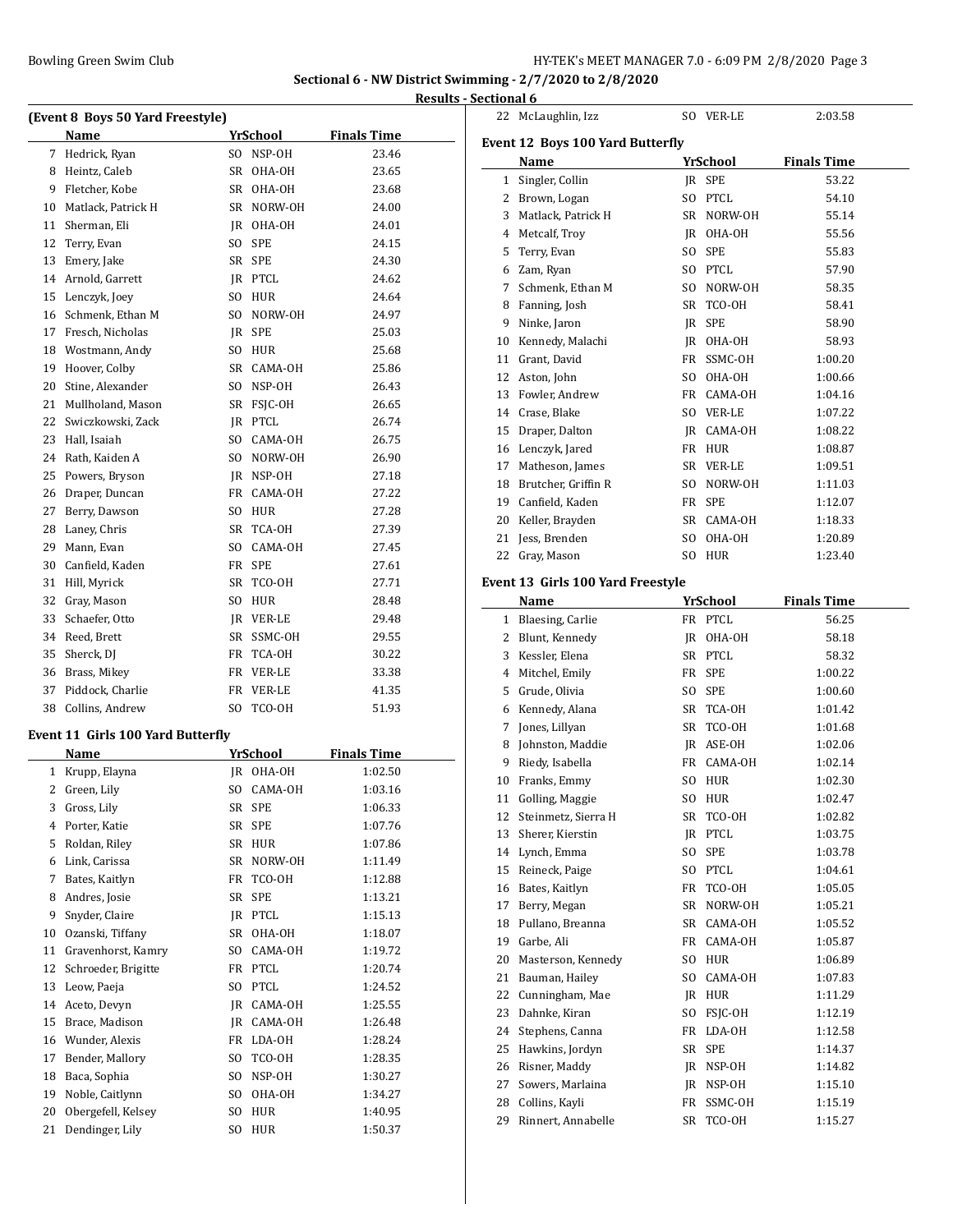## Sectional 6 - NW District Swimming - 2/7/2020 to 2/8/2020

### Results - Sectional 6

#### (Event 8 Boys 50 Yard Freestyle)

| | Name | Yr | School | Finals Time |
|---|---|---|---|---|
| 7 | Hedrick, Ryan | SO | NSP-OH | 23.46 |
| 8 | Heintz, Caleb | SR | OHA-OH | 23.65 |
| 9 | Fletcher, Kobe | SR | OHA-OH | 23.68 |
| 10 | Matlack, Patrick H | SR | NORW-OH | 24.00 |
| 11 | Sherman, Eli | JR | OHA-OH | 24.01 |
| 12 | Terry, Evan | SO | SPE | 24.15 |
| 13 | Emery, Jake | SR | SPE | 24.30 |
| 14 | Arnold, Garrett | JR | PTCL | 24.62 |
| 15 | Lenczyk, Joey | SO | HUR | 24.64 |
| 16 | Schmenk, Ethan M | SO | NORW-OH | 24.97 |
| 17 | Fresch, Nicholas | JR | SPE | 25.03 |
| 18 | Wostmann, Andy | SO | HUR | 25.68 |
| 19 | Hoover, Colby | SR | CAMA-OH | 25.86 |
| 20 | Stine, Alexander | SO | NSP-OH | 26.43 |
| 21 | Mullholand, Mason | SR | FSJC-OH | 26.65 |
| 22 | Swiczkowski, Zack | JR | PTCL | 26.74 |
| 23 | Hall, Isaiah | SO | CAMA-OH | 26.75 |
| 24 | Rath, Kaiden A | SO | NORW-OH | 26.90 |
| 25 | Powers, Bryson | JR | NSP-OH | 27.18 |
| 26 | Draper, Duncan | FR | CAMA-OH | 27.22 |
| 27 | Berry, Dawson | SO | HUR | 27.28 |
| 28 | Laney, Chris | SR | TCA-OH | 27.39 |
| 29 | Mann, Evan | SO | CAMA-OH | 27.45 |
| 30 | Canfield, Kaden | FR | SPE | 27.61 |
| 31 | Hill, Myrick | SR | TCO-OH | 27.71 |
| 32 | Gray, Mason | SO | HUR | 28.48 |
| 33 | Schaefer, Otto | JR | VER-LE | 29.48 |
| 34 | Reed, Brett | SR | SSMC-OH | 29.55 |
| 35 | Sherck, DJ | FR | TCA-OH | 30.22 |
| 36 | Brass, Mikey | FR | VER-LE | 33.38 |
| 37 | Piddock, Charlie | FR | VER-LE | 41.35 |
| 38 | Collins, Andrew | SO | TCO-OH | 51.93 |

#### Event 11 Girls 100 Yard Butterfly

| | Name | Yr | School | Finals Time |
|---|---|---|---|---|
| 1 | Krupp, Elayna | JR | OHA-OH | 1:02.50 |
| 2 | Green, Lily | SO | CAMA-OH | 1:03.16 |
| 3 | Gross, Lily | SR | SPE | 1:06.33 |
| 4 | Porter, Katie | SR | SPE | 1:07.76 |
| 5 | Roldan, Riley | SR | HUR | 1:07.86 |
| 6 | Link, Carissa | SR | NORW-OH | 1:11.49 |
| 7 | Bates, Kaitlyn | FR | TCO-OH | 1:12.88 |
| 8 | Andres, Josie | SR | SPE | 1:13.21 |
| 9 | Snyder, Claire | JR | PTCL | 1:15.13 |
| 10 | Ozanski, Tiffany | SR | OHA-OH | 1:18.07 |
| 11 | Gravenhorst, Kamry | SO | CAMA-OH | 1:19.72 |
| 12 | Schroeder, Brigitte | FR | PTCL | 1:20.74 |
| 13 | Leow, Paeja | SO | PTCL | 1:24.52 |
| 14 | Aceto, Devyn | JR | CAMA-OH | 1:25.55 |
| 15 | Brace, Madison | JR | CAMA-OH | 1:26.48 |
| 16 | Wunder, Alexis | FR | LDA-OH | 1:28.24 |
| 17 | Bender, Mallory | SO | TCO-OH | 1:28.35 |
| 18 | Baca, Sophia | SO | NSP-OH | 1:30.27 |
| 19 | Noble, Caitlynn | SO | OHA-OH | 1:34.27 |
| 20 | Obergefell, Kelsey | SO | HUR | 1:40.95 |
| 21 | Dendinger, Lily | SO | HUR | 1:50.37 |
| 22 | McLaughlin, Izz | SO | VER-LE | 2:03.58 |

#### Event 12 Boys 100 Yard Butterfly

| | Name | Yr | School | Finals Time |
|---|---|---|---|---|
| 1 | Singler, Collin | JR | SPE | 53.22 |
| 2 | Brown, Logan | SO | PTCL | 54.10 |
| 3 | Matlack, Patrick H | SR | NORW-OH | 55.14 |
| 4 | Metcalf, Troy | JR | OHA-OH | 55.56 |
| 5 | Terry, Evan | SO | SPE | 55.83 |
| 6 | Zam, Ryan | SO | PTCL | 57.90 |
| 7 | Schmenk, Ethan M | SO | NORW-OH | 58.35 |
| 8 | Fanning, Josh | SR | TCO-OH | 58.41 |
| 9 | Ninke, Jaron | JR | SPE | 58.90 |
| 10 | Kennedy, Malachi | JR | OHA-OH | 58.93 |
| 11 | Grant, David | FR | SSMC-OH | 1:00.20 |
| 12 | Aston, John | SO | OHA-OH | 1:00.66 |
| 13 | Fowler, Andrew | FR | CAMA-OH | 1:04.16 |
| 14 | Crase, Blake | SO | VER-LE | 1:07.22 |
| 15 | Draper, Dalton | JR | CAMA-OH | 1:08.22 |
| 16 | Lenczyk, Jared | FR | HUR | 1:08.87 |
| 17 | Matheson, James | SR | VER-LE | 1:09.51 |
| 18 | Brutcher, Griffin R | SO | NORW-OH | 1:11.03 |
| 19 | Canfield, Kaden | FR | SPE | 1:12.07 |
| 20 | Keller, Brayden | SR | CAMA-OH | 1:18.33 |
| 21 | Jess, Brenden | SO | OHA-OH | 1:20.89 |
| 22 | Gray, Mason | SO | HUR | 1:23.40 |

#### Event 13 Girls 100 Yard Freestyle

| | Name | Yr | School | Finals Time |
|---|---|---|---|---|
| 1 | Blaesing, Carlie | FR | PTCL | 56.25 |
| 2 | Blunt, Kennedy | JR | OHA-OH | 58.18 |
| 3 | Kessler, Elena | SR | PTCL | 58.32 |
| 4 | Mitchel, Emily | FR | SPE | 1:00.22 |
| 5 | Grude, Olivia | SO | SPE | 1:00.60 |
| 6 | Kennedy, Alana | SR | TCA-OH | 1:01.42 |
| 7 | Jones, Lillyan | SR | TCO-OH | 1:01.68 |
| 8 | Johnston, Maddie | JR | ASE-OH | 1:02.06 |
| 9 | Riedy, Isabella | FR | CAMA-OH | 1:02.14 |
| 10 | Franks, Emmy | SO | HUR | 1:02.30 |
| 11 | Golling, Maggie | SO | HUR | 1:02.47 |
| 12 | Steinmetz, Sierra H | SR | TCO-OH | 1:02.82 |
| 13 | Sherer, Kierstin | JR | PTCL | 1:03.75 |
| 14 | Lynch, Emma | SO | SPE | 1:03.78 |
| 15 | Reineck, Paige | SO | PTCL | 1:04.61 |
| 16 | Bates, Kaitlyn | FR | TCO-OH | 1:05.05 |
| 17 | Berry, Megan | SR | NORW-OH | 1:05.21 |
| 18 | Pullano, Breanna | SR | CAMA-OH | 1:05.52 |
| 19 | Garbe, Ali | FR | CAMA-OH | 1:05.87 |
| 20 | Masterson, Kennedy | SO | HUR | 1:06.89 |
| 21 | Bauman, Hailey | SO | CAMA-OH | 1:07.83 |
| 22 | Cunningham, Mae | JR | HUR | 1:11.29 |
| 23 | Dahnke, Kiran | SO | FSJC-OH | 1:12.19 |
| 24 | Stephens, Canna | FR | LDA-OH | 1:12.58 |
| 25 | Hawkins, Jordyn | SR | SPE | 1:14.37 |
| 26 | Risner, Maddy | JR | NSP-OH | 1:14.82 |
| 27 | Sowers, Marlaina | JR | NSP-OH | 1:15.10 |
| 28 | Collins, Kayli | FR | SSMC-OH | 1:15.19 |
| 29 | Rinnert, Annabelle | SR | TCO-OH | 1:15.27 |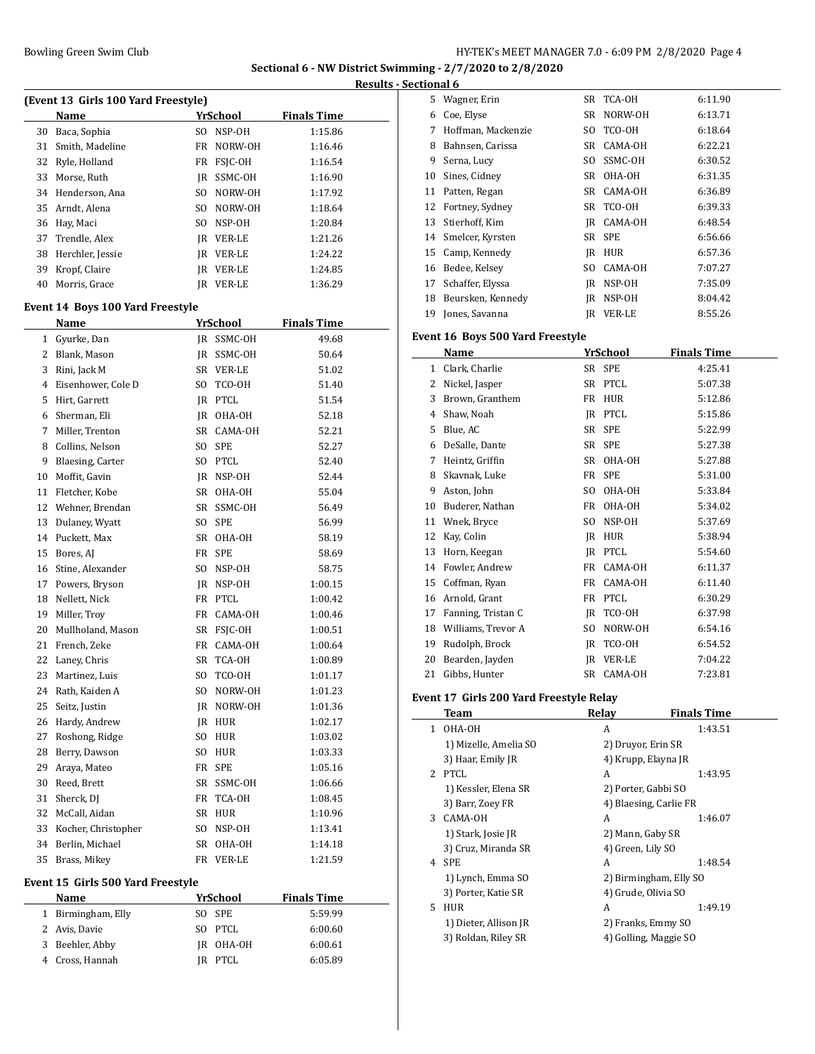## Sectional 6 - NW District Swimming - 2/7/2020 to 2/8/2020

### Results - Sectional 6

### (Event 13 Girls 100 Yard Freestyle)

| | Name | Yr | School | Finals Time |
|---|---|---|---|---|
| 30 | Baca, Sophia | SO | NSP-OH | 1:15.86 |
| 31 | Smith, Madeline | FR | NORW-OH | 1:16.46 |
| 32 | Ryle, Holland | FR | FSJC-OH | 1:16.54 |
| 33 | Morse, Ruth | JR | SSMC-OH | 1:16.90 |
| 34 | Henderson, Ana | SO | NORW-OH | 1:17.92 |
| 35 | Arndt, Alena | SO | NORW-OH | 1:18.64 |
| 36 | Hay, Maci | SO | NSP-OH | 1:20.84 |
| 37 | Trendle, Alex | JR | VER-LE | 1:21.26 |
| 38 | Herchler, Jessie | JR | VER-LE | 1:24.22 |
| 39 | Kropf, Claire | JR | VER-LE | 1:24.85 |
| 40 | Morris, Grace | JR | VER-LE | 1:36.29 |

### Event 14 Boys 100 Yard Freestyle

| | Name | Yr | School | Finals Time |
|---|---|---|---|---|
| 1 | Gyurke, Dan | JR | SSMC-OH | 49.68 |
| 2 | Blank, Mason | JR | SSMC-OH | 50.64 |
| 3 | Rini, Jack M | SR | VER-LE | 51.02 |
| 4 | Eisenhower, Cole D | SO | TCO-OH | 51.40 |
| 5 | Hirt, Garrett | JR | PTCL | 51.54 |
| 6 | Sherman, Eli | JR | OHA-OH | 52.18 |
| 7 | Miller, Trenton | SR | CAMA-OH | 52.21 |
| 8 | Collins, Nelson | SO | SPE | 52.27 |
| 9 | Blaesing, Carter | SO | PTCL | 52.40 |
| 10 | Moffit, Gavin | JR | NSP-OH | 52.44 |
| 11 | Fletcher, Kobe | SR | OHA-OH | 55.04 |
| 12 | Wehner, Brendan | SR | SSMC-OH | 56.49 |
| 13 | Dulaney, Wyatt | SO | SPE | 56.99 |
| 14 | Puckett, Max | SR | OHA-OH | 58.19 |
| 15 | Bores, AJ | FR | SPE | 58.69 |
| 16 | Stine, Alexander | SO | NSP-OH | 58.75 |
| 17 | Powers, Bryson | JR | NSP-OH | 1:00.15 |
| 18 | Nellett, Nick | FR | PTCL | 1:00.42 |
| 19 | Miller, Troy | FR | CAMA-OH | 1:00.46 |
| 20 | Mullholand, Mason | SR | FSJC-OH | 1:00.51 |
| 21 | French, Zeke | FR | CAMA-OH | 1:00.64 |
| 22 | Laney, Chris | SR | TCA-OH | 1:00.89 |
| 23 | Martinez, Luis | SO | TCO-OH | 1:01.17 |
| 24 | Rath, Kaiden A | SO | NORW-OH | 1:01.23 |
| 25 | Seitz, Justin | JR | NORW-OH | 1:01.36 |
| 26 | Hardy, Andrew | JR | HUR | 1:02.17 |
| 27 | Roshong, Ridge | SO | HUR | 1:03.02 |
| 28 | Berry, Dawson | SO | HUR | 1:03.33 |
| 29 | Araya, Mateo | FR | SPE | 1:05.16 |
| 30 | Reed, Brett | SR | SSMC-OH | 1:06.66 |
| 31 | Sherck, DJ | FR | TCA-OH | 1:08.45 |
| 32 | McCall, Aidan | SR | HUR | 1:10.96 |
| 33 | Kocher, Christopher | SO | NSP-OH | 1:13.41 |
| 34 | Berlin, Michael | SR | OHA-OH | 1:14.18 |
| 35 | Brass, Mikey | FR | VER-LE | 1:21.59 |

### Event 15 Girls 500 Yard Freestyle

| | Name | Yr | School | Finals Time |
|---|---|---|---|---|
| 1 | Birmingham, Elly | SO | SPE | 5:59.99 |
| 2 | Avis, Davie | SO | PTCL | 6:00.60 |
| 3 | Beehler, Abby | JR | OHA-OH | 6:00.61 |
| 4 | Cross, Hannah | JR | PTCL | 6:05.89 |
| 5 | Wagner, Erin | SR | TCA-OH | 6:11.90 |
| 6 | Coe, Elyse | SR | NORW-OH | 6:13.71 |
| 7 | Hoffman, Mackenzie | SO | TCO-OH | 6:18.64 |
| 8 | Bahnsen, Carissa | SR | CAMA-OH | 6:22.21 |
| 9 | Serna, Lucy | SO | SSMC-OH | 6:30.52 |
| 10 | Sines, Cidney | SR | OHA-OH | 6:31.35 |
| 11 | Patten, Regan | SR | CAMA-OH | 6:36.89 |
| 12 | Fortney, Sydney | SR | TCO-OH | 6:39.33 |
| 13 | Stierhoff, Kim | JR | CAMA-OH | 6:48.54 |
| 14 | Smelcer, Kyrsten | SR | SPE | 6:56.66 |
| 15 | Camp, Kennedy | JR | HUR | 6:57.36 |
| 16 | Bedee, Kelsey | SO | CAMA-OH | 7:07.27 |
| 17 | Schaffer, Elyssa | JR | NSP-OH | 7:35.09 |
| 18 | Beursken, Kennedy | JR | NSP-OH | 8:04.42 |
| 19 | Jones, Savanna | JR | VER-LE | 8:55.26 |

### Event 16 Boys 500 Yard Freestyle

| | Name | Yr | School | Finals Time |
|---|---|---|---|---|
| 1 | Clark, Charlie | SR | SPE | 4:25.41 |
| 2 | Nickel, Jasper | SR | PTCL | 5:07.38 |
| 3 | Brown, Granthem | FR | HUR | 5:12.86 |
| 4 | Shaw, Noah | JR | PTCL | 5:15.86 |
| 5 | Blue, AC | SR | SPE | 5:22.99 |
| 6 | DeSalle, Dante | SR | SPE | 5:27.38 |
| 7 | Heintz, Griffin | SR | OHA-OH | 5:27.88 |
| 8 | Skavnak, Luke | FR | SPE | 5:31.00 |
| 9 | Aston, John | SO | OHA-OH | 5:33.84 |
| 10 | Buderer, Nathan | FR | OHA-OH | 5:34.02 |
| 11 | Wnek, Bryce | SO | NSP-OH | 5:37.69 |
| 12 | Kay, Colin | JR | HUR | 5:38.94 |
| 13 | Horn, Keegan | JR | PTCL | 5:54.60 |
| 14 | Fowler, Andrew | FR | CAMA-OH | 6:11.37 |
| 15 | Coffman, Ryan | FR | CAMA-OH | 6:11.40 |
| 16 | Arnold, Grant | FR | PTCL | 6:30.29 |
| 17 | Fanning, Tristan C | JR | TCO-OH | 6:37.98 |
| 18 | Williams, Trevor A | SO | NORW-OH | 6:54.16 |
| 19 | Rudolph, Brock | JR | TCO-OH | 6:54.52 |
| 20 | Bearden, Jayden | JR | VER-LE | 7:04.22 |
| 21 | Gibbs, Hunter | SR | CAMA-OH | 7:23.81 |

### Event 17 Girls 200 Yard Freestyle Relay

| | Team | Relay | Finals Time |
|---|---|---|---|
| 1 | OHA-OH | A | 1:43.51 |
| | 1) Mizelle, Amelia SO | 2) Druyor, Erin SR | |
| | 3) Haar, Emily JR | 4) Krupp, Elayna JR | |
| 2 | PTCL | A | 1:43.95 |
| | 1) Kessler, Elena SR | 2) Porter, Gabbi SO | |
| | 3) Barr, Zoey FR | 4) Blaesing, Carlie FR | |
| 3 | CAMA-OH | A | 1:46.07 |
| | 1) Stark, Josie JR | 2) Mann, Gaby SR | |
| | 3) Cruz, Miranda SR | 4) Green, Lily SO | |
| 4 | SPE | A | 1:48.54 |
| | 1) Lynch, Emma SO | 2) Birmingham, Elly SO | |
| | 3) Porter, Katie SR | 4) Grude, Olivia SO | |
| 5 | HUR | A | 1:49.19 |
| | 1) Dieter, Allison JR | 2) Franks, Emmy SO | |
| | 3) Roldan, Riley SR | 4) Golling, Maggie SO | |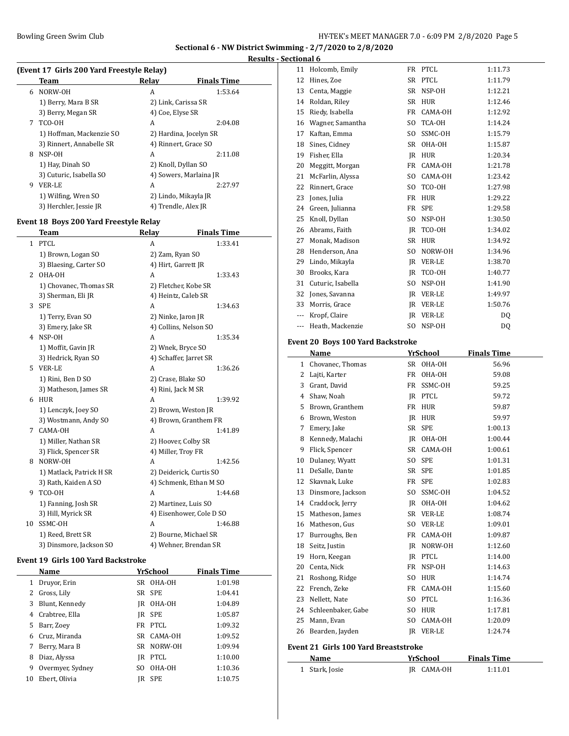Sectional 6 - NW District Swimming - 2/7/2020 to 2/8/2020

Results - Sectional 6

### (Event 17 Girls 200 Yard Freestyle Relay)

| | Team | Relay | Finals Time |
|---|---|---|---|
| 6 | NORW-OH | A | 1:53.64 |
| | 1) Berry, Mara B SR | 2) Link, Carissa SR | |
| | 3) Berry, Megan SR | 4) Coe, Elyse SR | |
| 7 | TCO-OH | A | 2:04.08 |
| | 1) Hoffman, Mackenzie SO | 2) Hardina, Jocelyn SR | |
| | 3) Rinnert, Annabelle SR | 4) Rinnert, Grace SO | |
| 8 | NSP-OH | A | 2:11.08 |
| | 1) Hay, Dinah SO | 2) Knoll, Dyllan SO | |
| | 3) Cuturic, Isabella SO | 4) Sowers, Marlaina JR | |
| 9 | VER-LE | A | 2:27.97 |
| | 1) Wilfing, Wren SO | 2) Lindo, Mikayla JR | |
| | 3) Herchler, Jessie JR | 4) Trendle, Alex JR | |

### Event 18 Boys 200 Yard Freestyle Relay

| | Team | Relay | Finals Time |
|---|---|---|---|
| 1 | PTCL | A | 1:33.41 |
| | 1) Brown, Logan SO | 2) Zam, Ryan SO | |
| | 3) Blaesing, Carter SO | 4) Hirt, Garrett JR | |
| 2 | OHA-OH | A | 1:33.43 |
| | 1) Chovanec, Thomas SR | 2) Fletcher, Kobe SR | |
| | 3) Sherman, Eli JR | 4) Heintz, Caleb SR | |
| 3 | SPE | A | 1:34.63 |
| | 1) Terry, Evan SO | 2) Ninke, Jaron JR | |
| | 3) Emery, Jake SR | 4) Collins, Nelson SO | |
| 4 | NSP-OH | A | 1:35.34 |
| | 1) Moffit, Gavin JR | 2) Wnek, Bryce SO | |
| | 3) Hedrick, Ryan SO | 4) Schaffer, Jarret SR | |
| 5 | VER-LE | A | 1:36.26 |
| | 1) Rini, Ben D SO | 2) Crase, Blake SO | |
| | 3) Matheson, James SR | 4) Rini, Jack M SR | |
| 6 | HUR | A | 1:39.92 |
| | 1) Lenczyk, Joey SO | 2) Brown, Weston JR | |
| | 3) Wostmann, Andy SO | 4) Brown, Granthem FR | |
| 7 | CAMA-OH | A | 1:41.89 |
| | 1) Miller, Nathan SR | 2) Hoover, Colby SR | |
| | 3) Flick, Spencer SR | 4) Miller, Troy FR | |
| 8 | NORW-OH | A | 1:42.56 |
| | 1) Matlack, Patrick H SR | 2) Deiderick, Curtis SO | |
| | 3) Rath, Kaiden A SO | 4) Schmenk, Ethan M SO | |
| 9 | TCO-OH | A | 1:44.68 |
| | 1) Fanning, Josh SR | 2) Martinez, Luis SO | |
| | 3) Hill, Myrick SR | 4) Eisenhower, Cole D SO | |
| 10 | SSMC-OH | A | 1:46.88 |
| | 1) Reed, Brett SR | 2) Bourne, Michael SR | |
| | 3) Dinsmore, Jackson SO | 4) Wehner, Brendan SR | |

### Event 19 Girls 100 Yard Backstroke

| | Name | Yr | School | Finals Time |
|---|---|---|---|---|
| 1 | Druyor, Erin | SR | OHA-OH | 1:01.98 |
| 2 | Gross, Lily | SR | SPE | 1:04.41 |
| 3 | Blunt, Kennedy | JR | OHA-OH | 1:04.89 |
| 4 | Crabtree, Ella | JR | SPE | 1:05.87 |
| 5 | Barr, Zoey | FR | PTCL | 1:09.32 |
| 6 | Cruz, Miranda | SR | CAMA-OH | 1:09.52 |
| 7 | Berry, Mara B | SR | NORW-OH | 1:09.94 |
| 8 | Diaz, Alyssa | JR | PTCL | 1:10.00 |
| 9 | Overmyer, Sydney | SO | OHA-OH | 1:10.36 |
| 10 | Ebert, Olivia | JR | SPE | 1:10.75 |
| 11 | Holcomb, Emily | FR | PTCL | 1:11.73 |
| 12 | Hines, Zoe | SR | PTCL | 1:11.79 |
| 13 | Centa, Maggie | SR | NSP-OH | 1:12.21 |
| 14 | Roldan, Riley | SR | HUR | 1:12.46 |
| 15 | Riedy, Isabella | FR | CAMA-OH | 1:12.92 |
| 16 | Wagner, Samantha | SO | TCA-OH | 1:14.24 |
| 17 | Kaftan, Emma | SO | SSMC-OH | 1:15.79 |
| 18 | Sines, Cidney | SR | OHA-OH | 1:15.87 |
| 19 | Fisher, Ella | JR | HUR | 1:20.34 |
| 20 | Meggitt, Morgan | FR | CAMA-OH | 1:21.78 |
| 21 | McFarlin, Alyssa | SO | CAMA-OH | 1:23.42 |
| 22 | Rinnert, Grace | SO | TCO-OH | 1:27.98 |
| 23 | Jones, Julia | FR | HUR | 1:29.22 |
| 24 | Green, Julianna | FR | SPE | 1:29.58 |
| 25 | Knoll, Dyllan | SO | NSP-OH | 1:30.50 |
| 26 | Abrams, Faith | JR | TCO-OH | 1:34.02 |
| 27 | Monak, Madison | SR | HUR | 1:34.92 |
| 28 | Henderson, Ana | SO | NORW-OH | 1:34.96 |
| 29 | Lindo, Mikayla | JR | VER-LE | 1:38.70 |
| 30 | Brooks, Kara | JR | TCO-OH | 1:40.77 |
| 31 | Cuturic, Isabella | SO | NSP-OH | 1:41.90 |
| 32 | Jones, Savanna | JR | VER-LE | 1:49.97 |
| 33 | Morris, Grace | JR | VER-LE | 1:50.76 |
| --- | Kropf, Claire | JR | VER-LE | DQ |
| --- | Heath, Mackenzie | SO | NSP-OH | DQ |

### Event 20 Boys 100 Yard Backstroke

| | Name | Yr | School | Finals Time |
|---|---|---|---|---|
| 1 | Chovanec, Thomas | SR | OHA-OH | 56.96 |
| 2 | Lajti, Karter | FR | OHA-OH | 59.08 |
| 3 | Grant, David | FR | SSMC-OH | 59.25 |
| 4 | Shaw, Noah | JR | PTCL | 59.72 |
| 5 | Brown, Granthem | FR | HUR | 59.87 |
| 6 | Brown, Weston | JR | HUR | 59.97 |
| 7 | Emery, Jake | SR | SPE | 1:00.13 |
| 8 | Kennedy, Malachi | JR | OHA-OH | 1:00.44 |
| 9 | Flick, Spencer | SR | CAMA-OH | 1:00.61 |
| 10 | Dulaney, Wyatt | SO | SPE | 1:01.31 |
| 11 | DeSalle, Dante | SR | SPE | 1:01.85 |
| 12 | Skavnak, Luke | FR | SPE | 1:02.83 |
| 13 | Dinsmore, Jackson | SO | SSMC-OH | 1:04.52 |
| 14 | Craddock, Jerry | JR | OHA-OH | 1:04.62 |
| 15 | Matheson, James | SR | VER-LE | 1:08.74 |
| 16 | Matheson, Gus | SO | VER-LE | 1:09.01 |
| 17 | Burroughs, Ben | FR | CAMA-OH | 1:09.87 |
| 18 | Seitz, Justin | JR | NORW-OH | 1:12.60 |
| 19 | Horn, Keegan | JR | PTCL | 1:14.00 |
| 20 | Centa, Nick | FR | NSP-OH | 1:14.63 |
| 21 | Roshong, Ridge | SO | HUR | 1:14.74 |
| 22 | French, Zeke | FR | CAMA-OH | 1:15.60 |
| 23 | Nellett, Nate | SO | PTCL | 1:16.36 |
| 24 | Schleenbaker, Gabe | SO | HUR | 1:17.81 |
| 25 | Mann, Evan | SO | CAMA-OH | 1:20.09 |
| 26 | Bearden, Jayden | JR | VER-LE | 1:24.74 |

### Event 21 Girls 100 Yard Breaststroke

| | Name | Yr | School | Finals Time |
|---|---|---|---|---|
| 1 | Stark, Josie | JR | CAMA-OH | 1:11.01 |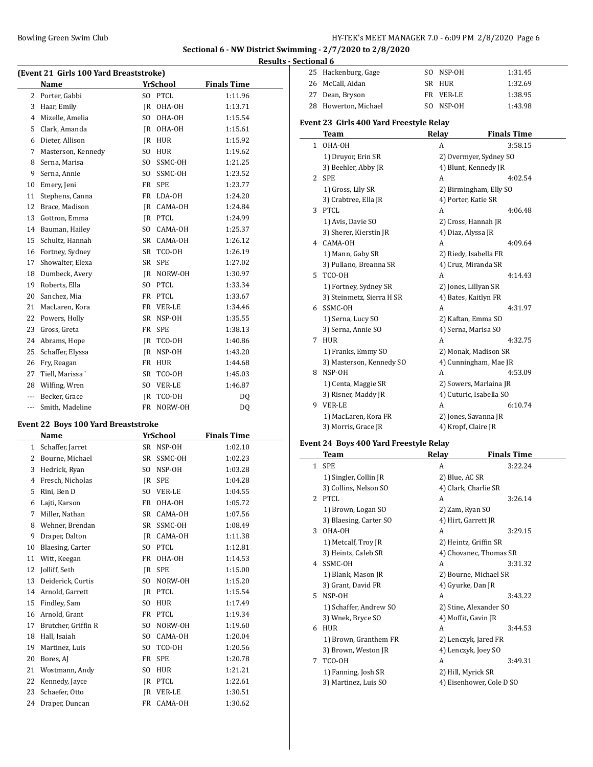Sectional 6 - NW District Swimming - 2/7/2020 to 2/8/2020

Results - Sectional 6

### (Event 21 Girls 100 Yard Breaststroke)

| | Name | Yr | School | Finals Time |
|---|---|---|---|---|
| 2 | Porter, Gabbi | SO | PTCL | 1:11.96 |
| 3 | Haar, Emily | JR | OHA-OH | 1:13.71 |
| 4 | Mizelle, Amelia | SO | OHA-OH | 1:15.54 |
| 5 | Clark, Amanda | JR | OHA-OH | 1:15.61 |
| 6 | Dieter, Allison | JR | HUR | 1:15.92 |
| 7 | Masterson, Kennedy | SO | HUR | 1:19.62 |
| 8 | Serna, Marisa | SO | SSMC-OH | 1:21.25 |
| 9 | Serna, Annie | SO | SSMC-OH | 1:23.52 |
| 10 | Emery, Jeni | FR | SPE | 1:23.77 |
| 11 | Stephens, Canna | FR | LDA-OH | 1:24.20 |
| 12 | Brace, Madison | JR | CAMA-OH | 1:24.84 |
| 13 | Gottron, Emma | JR | PTCL | 1:24.99 |
| 14 | Bauman, Hailey | SO | CAMA-OH | 1:25.37 |
| 15 | Schultz, Hannah | SR | CAMA-OH | 1:26.12 |
| 16 | Fortney, Sydney | SR | TCO-OH | 1:26.19 |
| 17 | Showalter, Elexa | SR | SPE | 1:27.02 |
| 18 | Dumbeck, Avery | JR | NORW-OH | 1:30.97 |
| 19 | Roberts, Ella | SO | PTCL | 1:33.34 |
| 20 | Sanchez, Mia | FR | PTCL | 1:33.67 |
| 21 | MacLaren, Kora | FR | VER-LE | 1:34.46 |
| 22 | Powers, Holly | SR | NSP-OH | 1:35.55 |
| 23 | Gross, Greta | FR | SPE | 1:38.13 |
| 24 | Abrams, Hope | JR | TCO-OH | 1:40.86 |
| 25 | Schaffer, Elyssa | JR | NSP-OH | 1:43.20 |
| 26 | Fry, Reagan | FR | HUR | 1:44.68 |
| 27 | Tiell, Marissa ` | SR | TCO-OH | 1:45.03 |
| 28 | Wilfing, Wren | SO | VER-LE | 1:46.87 |
| --- | Becker, Grace | JR | TCO-OH | DQ |
| --- | Smith, Madeline | FR | NORW-OH | DQ |

### Event 22 Boys 100 Yard Breaststroke

| | Name | Yr | School | Finals Time |
|---|---|---|---|---|
| 1 | Schaffer, Jarret | SR | NSP-OH | 1:02.10 |
| 2 | Bourne, Michael | SR | SSMC-OH | 1:02.23 |
| 3 | Hedrick, Ryan | SO | NSP-OH | 1:03.28 |
| 4 | Fresch, Nicholas | JR | SPE | 1:04.28 |
| 5 | Rini, Ben D | SO | VER-LE | 1:04.55 |
| 6 | Lajti, Karson | FR | OHA-OH | 1:05.72 |
| 7 | Miller, Nathan | SR | CAMA-OH | 1:07.56 |
| 8 | Wehner, Brendan | SR | SSMC-OH | 1:08.49 |
| 9 | Draper, Dalton | JR | CAMA-OH | 1:11.38 |
| 10 | Blaesing, Carter | SO | PTCL | 1:12.81 |
| 11 | Witt, Keegan | FR | OHA-OH | 1:14.53 |
| 12 | Jolliff, Seth | JR | SPE | 1:15.00 |
| 13 | Deiderick, Curtis | SO | NORW-OH | 1:15.20 |
| 14 | Arnold, Garrett | JR | PTCL | 1:15.54 |
| 15 | Findley, Sam | SO | HUR | 1:17.49 |
| 16 | Arnold, Grant | FR | PTCL | 1:19.34 |
| 17 | Brutcher, Griffin R | SO | NORW-OH | 1:19.60 |
| 18 | Hall, Isaiah | SO | CAMA-OH | 1:20.04 |
| 19 | Martinez, Luis | SO | TCO-OH | 1:20.56 |
| 20 | Bores, AJ | FR | SPE | 1:20.78 |
| 21 | Wostmann, Andy | SO | HUR | 1:21.21 |
| 22 | Kennedy, Jayce | JR | PTCL | 1:22.61 |
| 23 | Schaefer, Otto | JR | VER-LE | 1:30.51 |
| 24 | Draper, Duncan | FR | CAMA-OH | 1:30.62 |
| 25 | Hackenburg, Gage | SO | NSP-OH | 1:31.45 |
| 26 | McCall, Aidan | SR | HUR | 1:32.69 |
| 27 | Dean, Bryson | FR | VER-LE | 1:38.95 |
| 28 | Howerton, Michael | SO | NSP-OH | 1:43.98 |

### Event 23 Girls 400 Yard Freestyle Relay

| | Team | Relay | Finals Time |
|---|---|---|---|
| 1 | OHA-OH | A | 3:58.15 |
| | 1) Druyor, Erin SR | 2) Overmyer, Sydney SO | |
| | 3) Beehler, Abby JR | 4) Blunt, Kennedy JR | |
| 2 | SPE | A | 4:02.54 |
| | 1) Gross, Lily SR | 2) Birmingham, Elly SO | |
| | 3) Crabtree, Ella JR | 4) Porter, Katie SR | |
| 3 | PTCL | A | 4:06.48 |
| | 1) Avis, Davie SO | 2) Cross, Hannah JR | |
| | 3) Sherer, Kierstin JR | 4) Diaz, Alyssa JR | |
| 4 | CAMA-OH | A | 4:09.64 |
| | 1) Mann, Gaby SR | 2) Riedy, Isabella FR | |
| | 3) Pullano, Breanna SR | 4) Cruz, Miranda SR | |
| 5 | TCO-OH | A | 4:14.43 |
| | 1) Fortney, Sydney SR | 2) Jones, Lillyan SR | |
| | 3) Steinmetz, Sierra H SR | 4) Bates, Kaitlyn FR | |
| 6 | SSMC-OH | A | 4:31.97 |
| | 1) Serna, Lucy SO | 2) Kaftan, Emma SO | |
| | 3) Serna, Annie SO | 4) Serna, Marisa SO | |
| 7 | HUR | A | 4:32.75 |
| | 1) Franks, Emmy SO | 2) Monak, Madison SR | |
| | 3) Masterson, Kennedy SO | 4) Cunningham, Mae JR | |
| 8 | NSP-OH | A | 4:53.09 |
| | 1) Centa, Maggie SR | 2) Sowers, Marlaina JR | |
| | 3) Risner, Maddy JR | 4) Cuturic, Isabella SO | |
| 9 | VER-LE | A | 6:10.74 |
| | 1) MacLaren, Kora FR | 2) Jones, Savanna JR | |
| | 3) Morris, Grace JR | 4) Kropf, Claire JR | |

### Event 24 Boys 400 Yard Freestyle Relay

| | Team | Relay | Finals Time |
|---|---|---|---|
| 1 | SPE | A | 3:22.24 |
| | 1) Singler, Collin JR | 2) Blue, AC SR | |
| | 3) Collins, Nelson SO | 4) Clark, Charlie SR | |
| 2 | PTCL | A | 3:26.14 |
| | 1) Brown, Logan SO | 2) Zam, Ryan SO | |
| | 3) Blaesing, Carter SO | 4) Hirt, Garrett JR | |
| 3 | OHA-OH | A | 3:29.15 |
| | 1) Metcalf, Troy JR | 2) Heintz, Griffin SR | |
| | 3) Heintz, Caleb SR | 4) Chovanec, Thomas SR | |
| 4 | SSMC-OH | A | 3:31.32 |
| | 1) Blank, Mason JR | 2) Bourne, Michael SR | |
| | 3) Grant, David FR | 4) Gyurke, Dan JR | |
| 5 | NSP-OH | A | 3:43.22 |
| | 1) Schaffer, Andrew SO | 2) Stine, Alexander SO | |
| | 3) Wnek, Bryce SO | 4) Moffit, Gavin JR | |
| 6 | HUR | A | 3:44.53 |
| | 1) Brown, Granthem FR | 2) Lenczyk, Jared FR | |
| | 3) Brown, Weston JR | 4) Lenczyk, Joey SO | |
| 7 | TCO-OH | A | 3:49.31 |
| | 1) Fanning, Josh SR | 2) Hill, Myrick SR | |
| | 3) Martinez, Luis SO | 4) Eisenhower, Cole D SO | |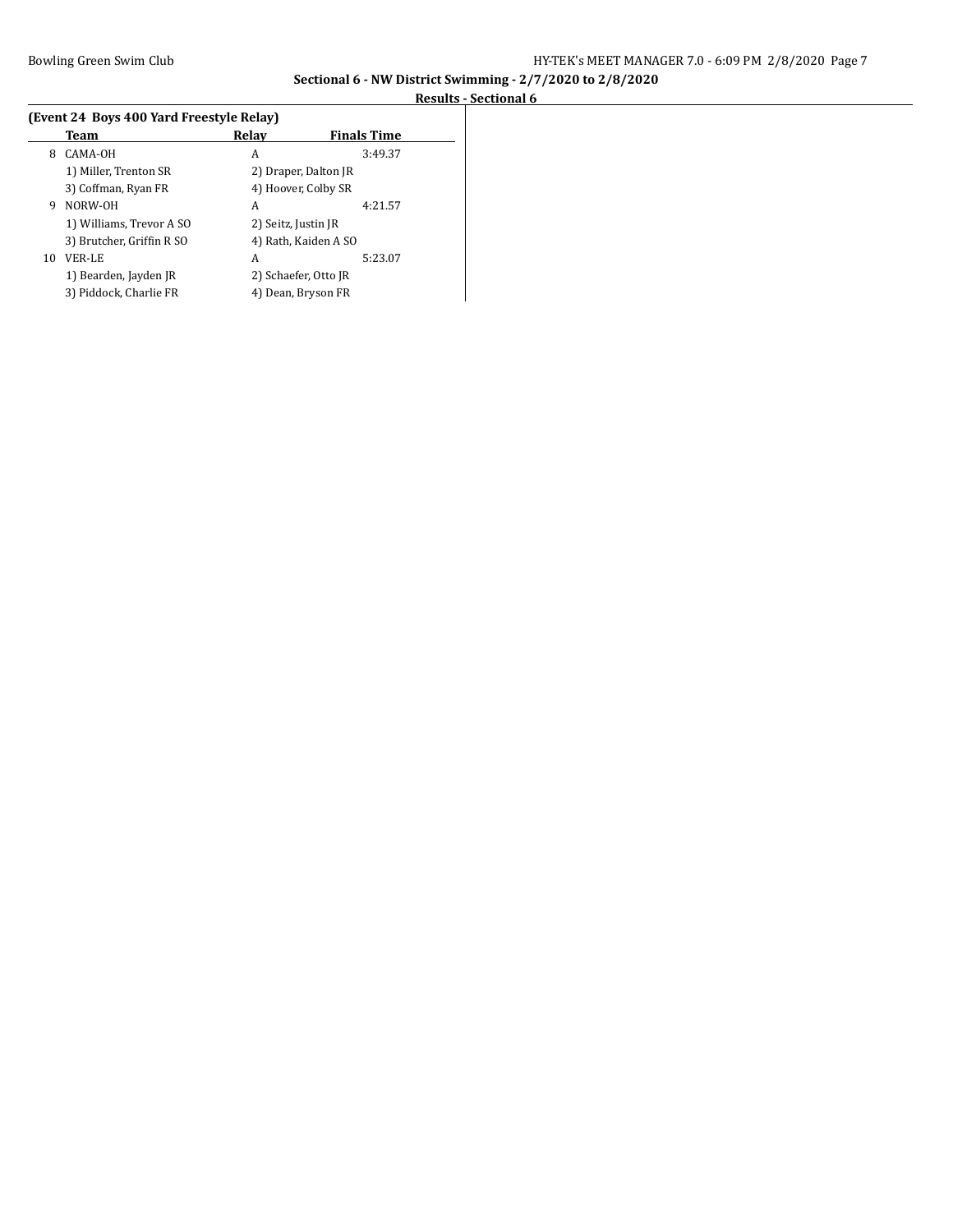**Sectional 6 - NW District Swimming - 2/7/2020 to 2/8/2020**

**Results - Sectional 6**

**(Event 24 Boys 400 Yard Freestyle Relay)**

| | Team | Relay | Finals Time |
|---|---|---|---|
| 8 | CAMA-OH | A | 3:49.37 |
| | 1) Miller, Trenton SR | 2) Draper, Dalton JR | |
| | 3) Coffman, Ryan FR | 4) Hoover, Colby SR | |
| 9 | NORW-OH | A | 4:21.57 |
| | 1) Williams, Trevor A SO | 2) Seitz, Justin JR | |
| | 3) Brutcher, Griffin R SO | 4) Rath, Kaiden A SO | |
| 10 | VER-LE | A | 5:23.07 |
| | 1) Bearden, Jayden JR | 2) Schaefer, Otto JR | |
| | 3) Piddock, Charlie FR | 4) Dean, Bryson FR | |